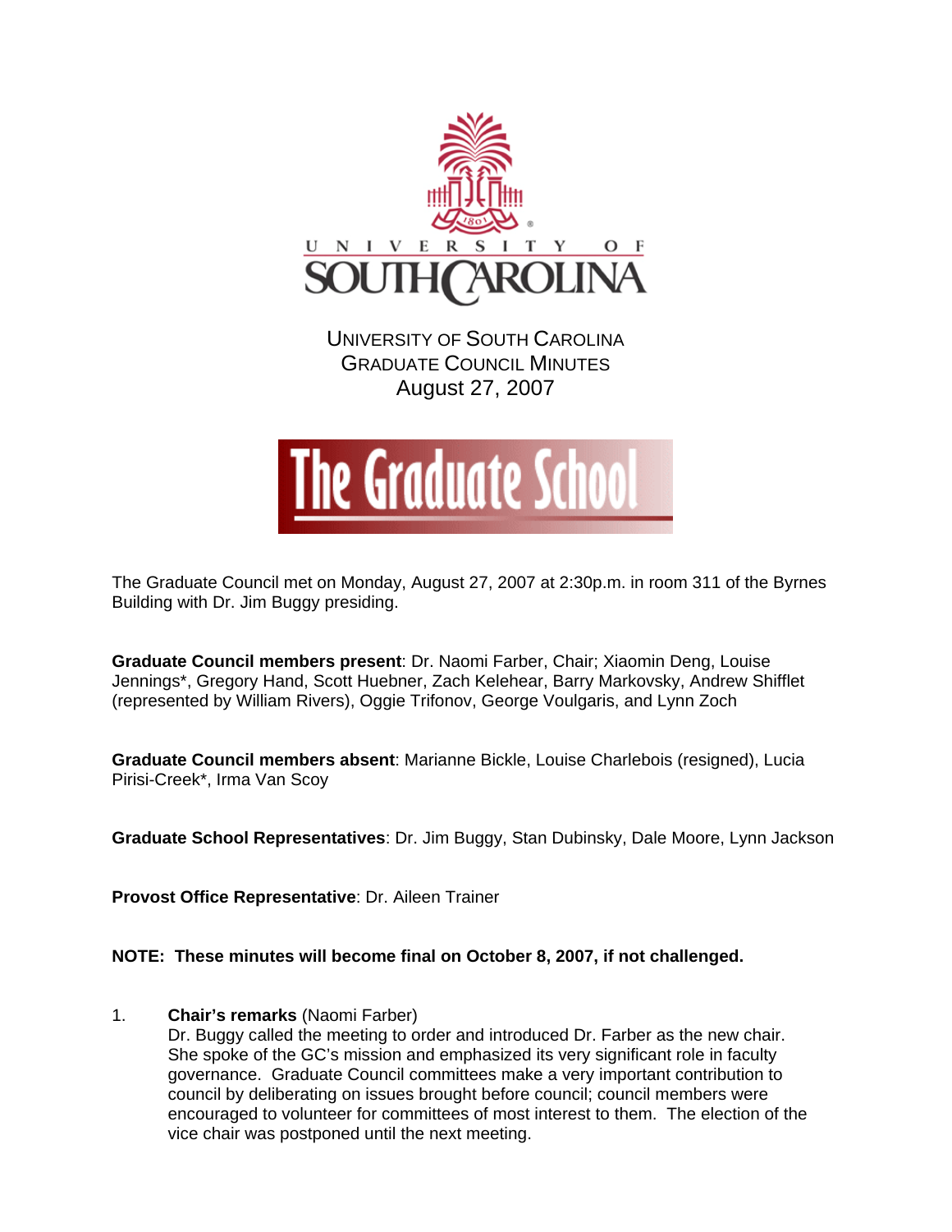# University of South Carolina
## Graduate Council Minutes
### August 27, 2007

The Graduate Council met on Monday, August 27, 2007 at 2:30p.m. in room 311 of the Byrnes Building with Dr. Jim Buggy presiding.

**Graduate Council members present**: Dr. Naomi Farber, Chair; Xiaomin Deng, Louise Jennings*, Gregory Hand, Scott Huebner, Zach Kelehear, Barry Markovsky, Andrew Shifflet (represented by William Rivers), Oggie Trifonov, George Voulgaris, and Lynn Zoch

**Graduate Council members absent**: Marianne Bickle, Louise Charlebois (resigned), Lucia Pirisi-Creek*, Irma Van Scoy

**Graduate School Representatives**: Dr. Jim Buggy, Stan Dubinsky, Dale Moore, Lynn Jackson

**Provost Office Representative**: Dr. Aileen Trainer

**NOTE: These minutes will become final on October 8, 2007, if not challenged.**

1. **Chair's remarks** (Naomi Farber)
   Dr. Buggy called the meeting to order and introduced Dr. Farber as the new chair. She spoke of the GC's mission and emphasized its very significant role in faculty governance. Graduate Council committees make a very important contribution to council by deliberating on issues brought before council; council members were encouraged to volunteer for committees of most interest to them. The election of the vice chair was postponed until the next meeting.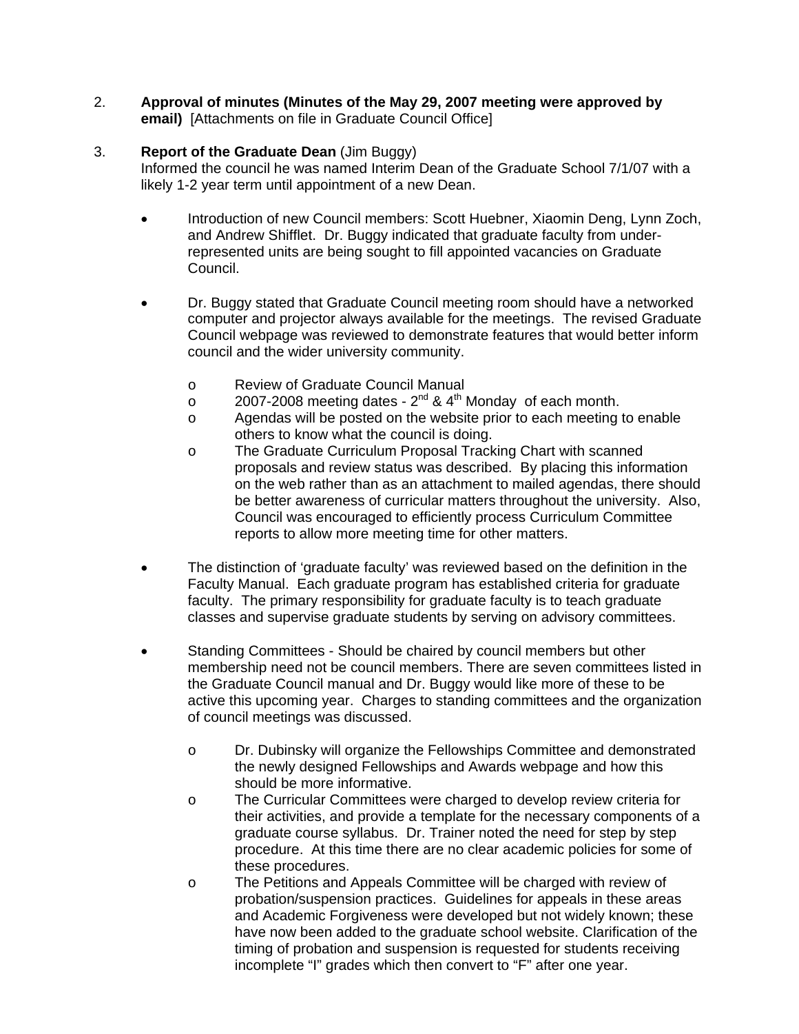2. **Approval of minutes (Minutes of the May 29, 2007 meeting were approved by email)** [Attachments on file in Graduate Council Office]

3. **Report of the Graduate Dean** (Jim Buggy)
   Informed the council he was named Interim Dean of the Graduate School 7/1/07 with a likely 1-2 year term until appointment of a new Dean.

   - Introduction of new Council members: Scott Huebner, Xiaomin Deng, Lynn Zoch, and Andrew Shifflet. Dr. Buggy indicated that graduate faculty from under-represented units are being sought to fill appointed vacancies on Graduate Council.

   - Dr. Buggy stated that Graduate Council meeting room should have a networked computer and projector always available for the meetings. The revised Graduate Council webpage was reviewed to demonstrate features that would better inform council and the wider university community.

     - Review of Graduate Council Manual
     - 2007-2008 meeting dates - 2nd & 4th Monday of each month.
     - Agendas will be posted on the website prior to each meeting to enable others to know what the council is doing.
     - The Graduate Curriculum Proposal Tracking Chart with scanned proposals and review status was described. By placing this information on the web rather than as an attachment to mailed agendas, there should be better awareness of curricular matters throughout the university. Also, Council was encouraged to efficiently process Curriculum Committee reports to allow more meeting time for other matters.

   - The distinction of 'graduate faculty' was reviewed based on the definition in the Faculty Manual. Each graduate program has established criteria for graduate faculty. The primary responsibility for graduate faculty is to teach graduate classes and supervise graduate students by serving on advisory committees.

   - Standing Committees - Should be chaired by council members but other membership need not be council members. There are seven committees listed in the Graduate Council manual and Dr. Buggy would like more of these to be active this upcoming year. Charges to standing committees and the organization of council meetings was discussed.

     - Dr. Dubinsky will organize the Fellowships Committee and demonstrated the newly designed Fellowships and Awards webpage and how this should be more informative.
     - The Curricular Committees were charged to develop review criteria for their activities, and provide a template for the necessary components of a graduate course syllabus. Dr. Trainer noted the need for step by step procedure. At this time there are no clear academic policies for some of these procedures.
     - The Petitions and Appeals Committee will be charged with review of probation/suspension practices. Guidelines for appeals in these areas and Academic Forgiveness were developed but not widely known; these have now been added to the graduate school website. Clarification of the timing of probation and suspension is requested for students receiving incomplete "I" grades which then convert to "F" after one year.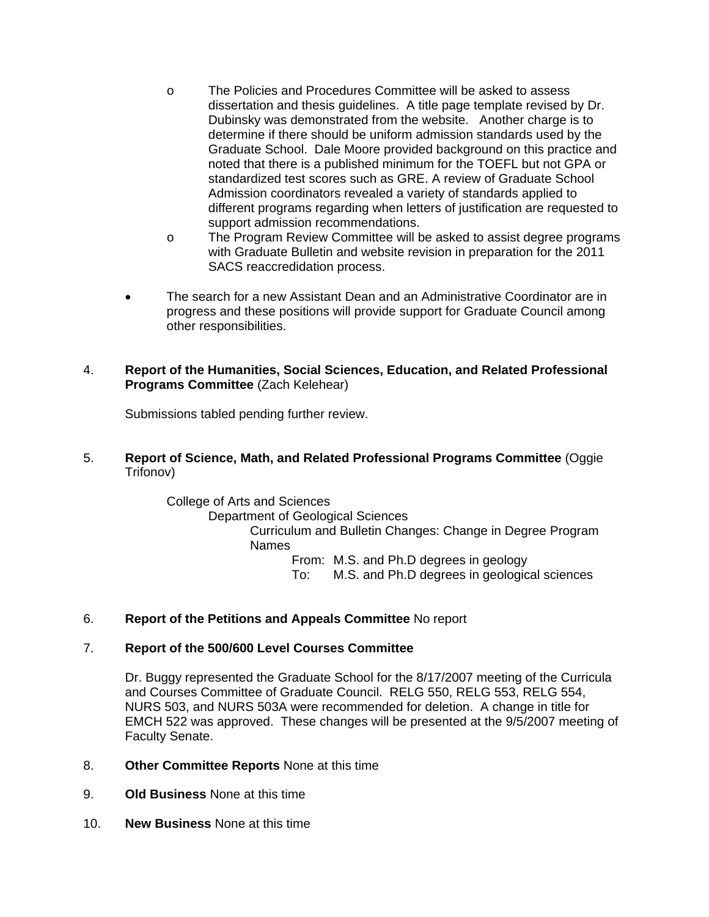- The Policies and Procedures Committee will be asked to assess dissertation and thesis guidelines. A title page template revised by Dr. Dubinsky was demonstrated from the website. Another charge is to determine if there should be uniform admission standards used by the Graduate School. Dale Moore provided background on this practice and noted that there is a published minimum for the TOEFL but not GPA or standardized test scores such as GRE. A review of Graduate School Admission coordinators revealed a variety of standards applied to different programs regarding when letters of justification are requested to support admission recommendations.
  - The Program Review Committee will be asked to assist degree programs with Graduate Bulletin and website revision in preparation for the 2011 SACS reaccredidation process.

- The search for a new Assistant Dean and an Administrative Coordinator are in progress and these positions will provide support for Graduate Council among other responsibilities.

4. **Report of the Humanities, Social Sciences, Education, and Related Professional Programs Committee** (Zach Kelehear)

   Submissions tabled pending further review.

5. **Report of Science, Math, and Related Professional Programs Committee** (Oggie Trifonov)

   College of Arts and Sciences
   
   Department of Geological Sciences
   
   Curriculum and Bulletin Changes: Change in Degree Program Names
   
   From: M.S. and Ph.D degrees in geology
   
   To: M.S. and Ph.D degrees in geological sciences

6. **Report of the Petitions and Appeals Committee** No report

7. **Report of the 500/600 Level Courses Committee**

   Dr. Buggy represented the Graduate School for the 8/17/2007 meeting of the Curricula and Courses Committee of Graduate Council. RELG 550, RELG 553, RELG 554, NURS 503, and NURS 503A were recommended for deletion. A change in title for EMCH 522 was approved. These changes will be presented at the 9/5/2007 meeting of Faculty Senate.

8. **Other Committee Reports** None at this time

9. **Old Business** None at this time

10. **New Business** None at this time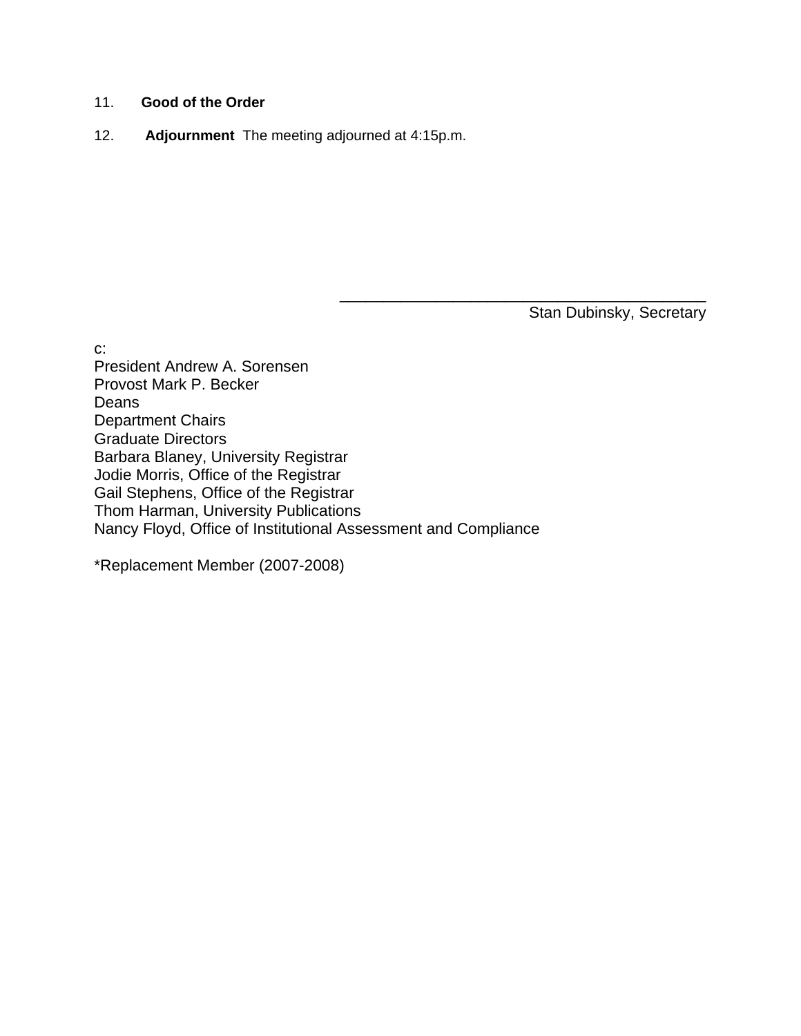11. **Good of the Order**

12. **Adjournment** The meeting adjourned at 4:15p.m.

\_\_\_\_\_\_\_\_\_\_\_\_\_\_\_\_\_\_\_\_\_\_\_\_\_\_\_\_\_\_\_\_\_\_\_\_\_\_\_\_\_\_\_\_

Stan Dubinsky, Secretary

c:
President Andrew A. Sorensen
Provost Mark P. Becker
Deans
Department Chairs
Graduate Directors
Barbara Blaney, University Registrar
Jodie Morris, Office of the Registrar
Gail Stephens, Office of the Registrar
Thom Harman, University Publications
Nancy Floyd, Office of Institutional Assessment and Compliance

*Replacement Member (2007-2008)